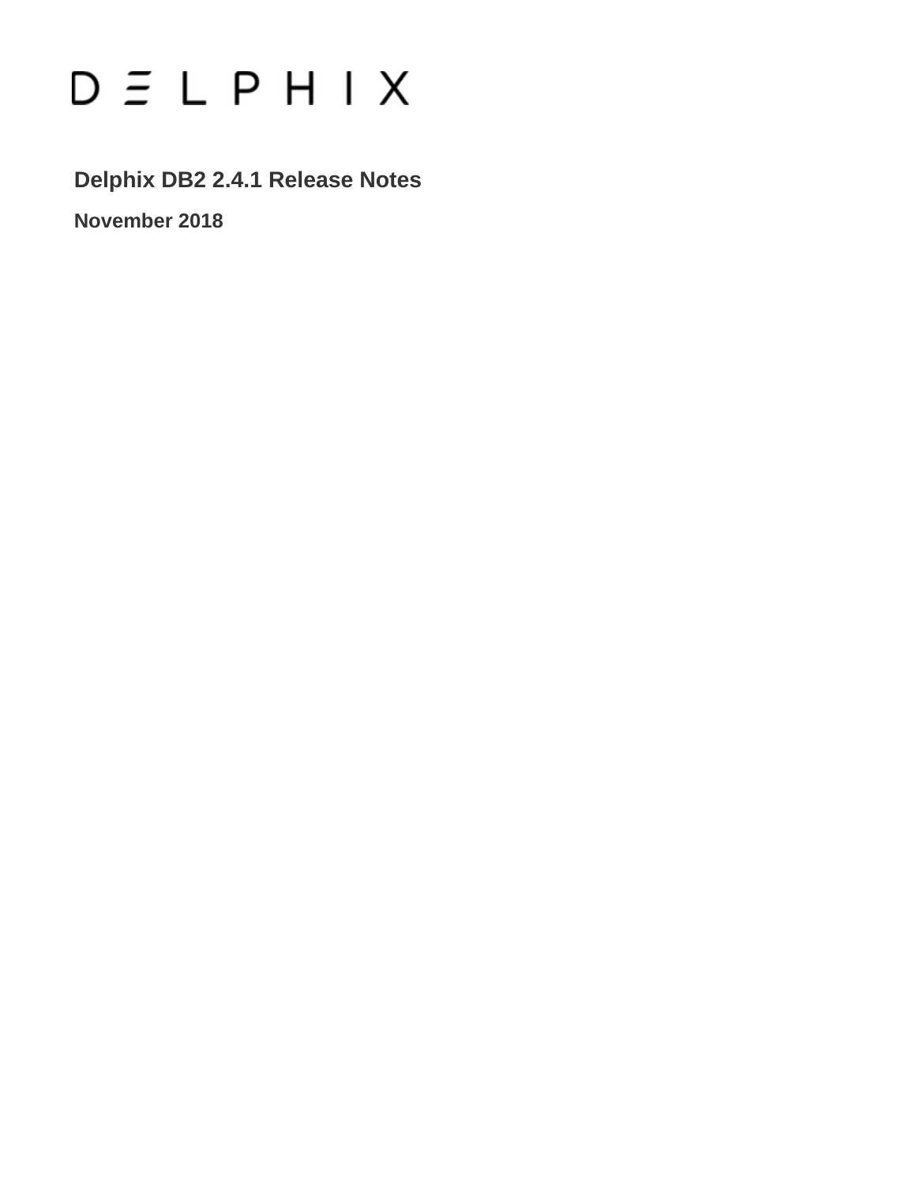DELPHIX

# Delphix DB2 2.4.1 Release Notes

**November 2018**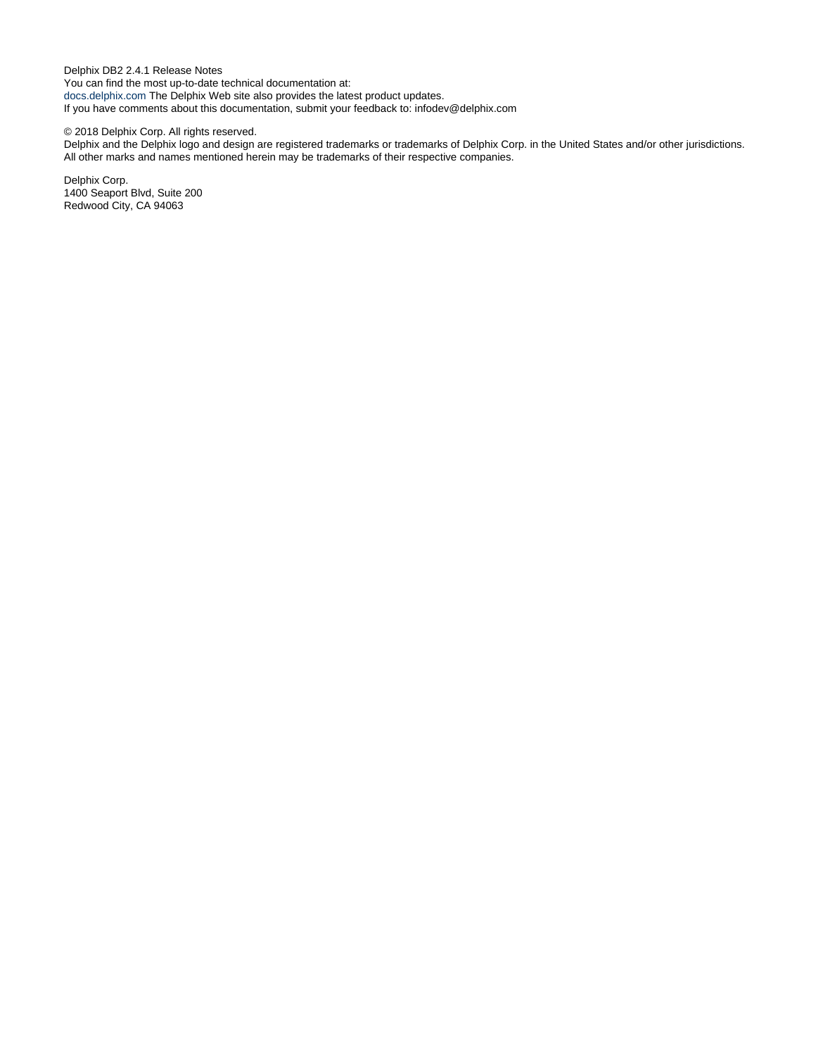Delphix DB2 2.4.1 Release Notes
You can find the most up-to-date technical documentation at:
docs.delphix.com The Delphix Web site also provides the latest product updates.
If you have comments about this documentation, submit your feedback to: infodev@delphix.com

© 2018 Delphix Corp. All rights reserved.
Delphix and the Delphix logo and design are registered trademarks or trademarks of Delphix Corp. in the United States and/or other jurisdictions.
All other marks and names mentioned herein may be trademarks of their respective companies.

Delphix Corp.
1400 Seaport Blvd, Suite 200
Redwood City, CA 94063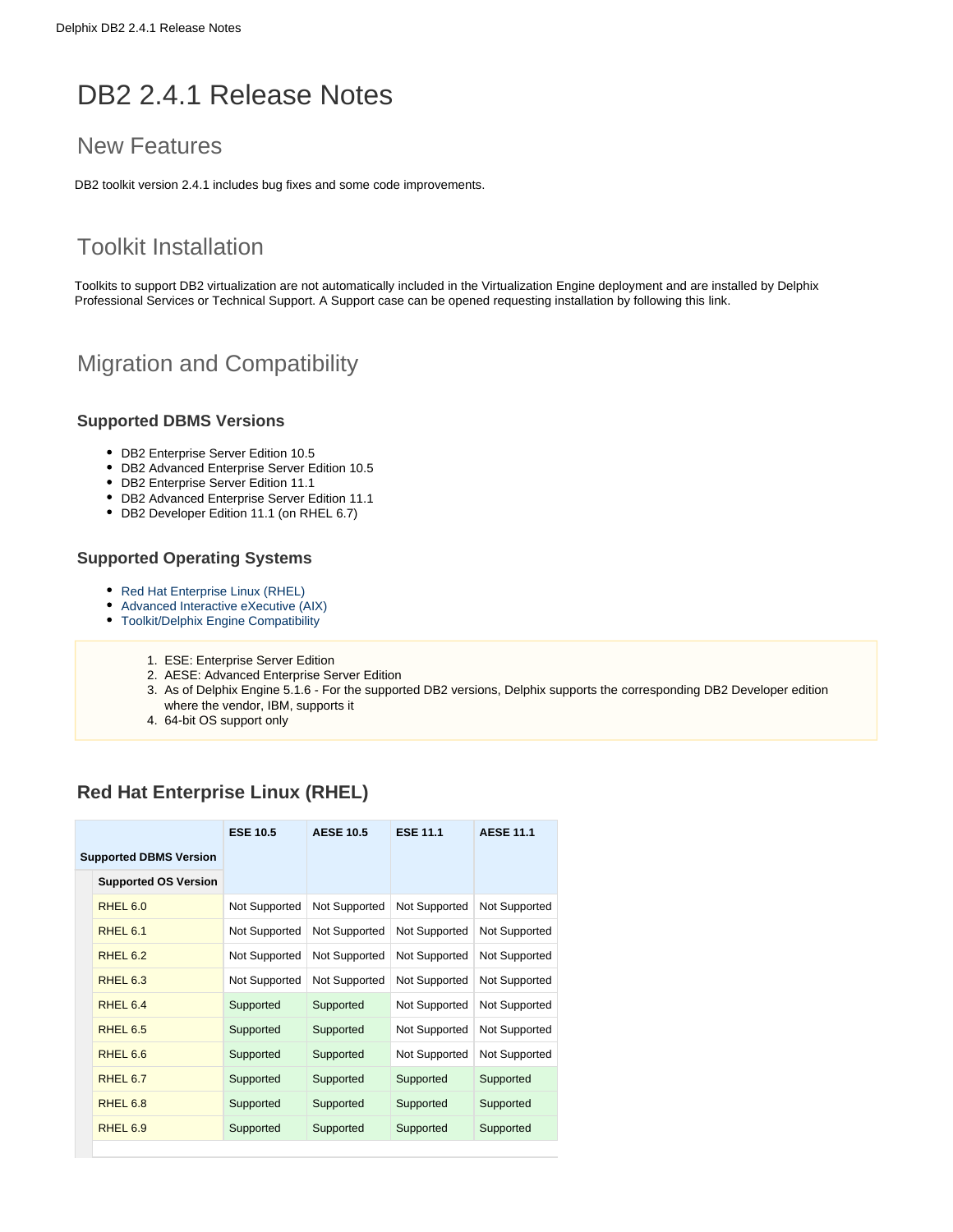# DB2 2.4.1 Release Notes

## New Features

DB2 toolkit version 2.4.1 includes bug fixes and some code improvements.

## Toolkit Installation

Toolkits to support DB2 virtualization are not automatically included in the Virtualization Engine deployment and are installed by Delphix Professional Services or Technical Support. A Support case can be opened requesting installation by following this link.

## Migration and Compatibility

### Supported DBMS Versions

- DB2 Enterprise Server Edition 10.5
- DB2 Advanced Enterprise Server Edition 10.5
- DB2 Enterprise Server Edition 11.1
- DB2 Advanced Enterprise Server Edition 11.1
- DB2 Developer Edition 11.1 (on RHEL 6.7)

### Supported Operating Systems

- Red Hat Enterprise Linux (RHEL)
- Advanced Interactive eXecutive (AIX)
- Toolkit/Delphix Engine Compatibility

1. ESE: Enterprise Server Edition
2. AESE: Advanced Enterprise Server Edition
3. As of Delphix Engine 5.1.6 - For the supported DB2 versions, Delphix supports the corresponding DB2 Developer edition where the vendor, IBM, supports it
4. 64-bit OS support only

### Red Hat Enterprise Linux (RHEL)

| Supported DBMS Version / Supported OS Version | ESE 10.5 | AESE 10.5 | ESE 11.1 | AESE 11.1 |
|---|---|---|---|---|
| RHEL 6.0 | Not Supported | Not Supported | Not Supported | Not Supported |
| RHEL 6.1 | Not Supported | Not Supported | Not Supported | Not Supported |
| RHEL 6.2 | Not Supported | Not Supported | Not Supported | Not Supported |
| RHEL 6.3 | Not Supported | Not Supported | Not Supported | Not Supported |
| RHEL 6.4 | Supported | Supported | Not Supported | Not Supported |
| RHEL 6.5 | Supported | Supported | Not Supported | Not Supported |
| RHEL 6.6 | Supported | Supported | Not Supported | Not Supported |
| RHEL 6.7 | Supported | Supported | Supported | Supported |
| RHEL 6.8 | Supported | Supported | Supported | Supported |
| RHEL 6.9 | Supported | Supported | Supported | Supported |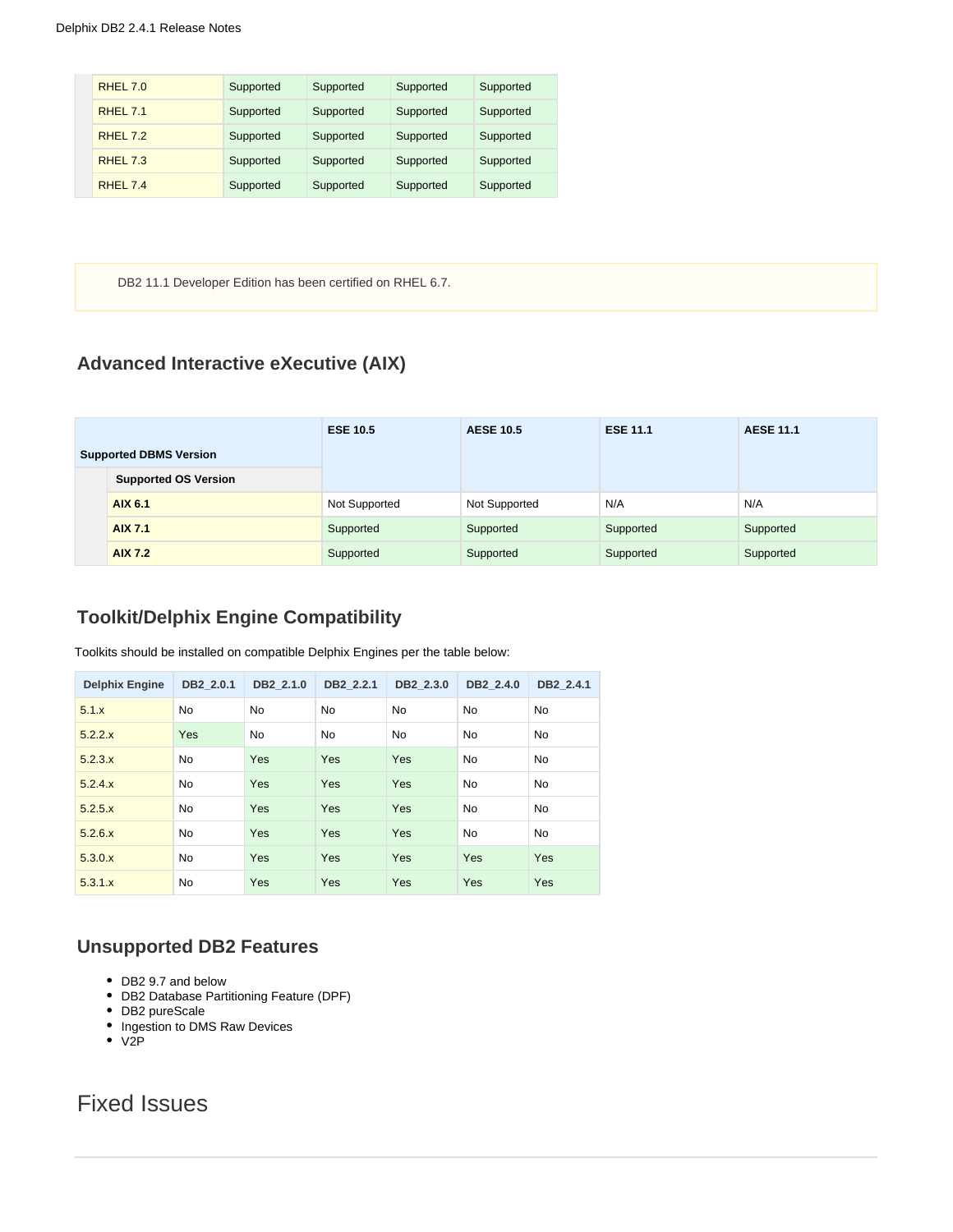| | | | | |
|---|---|---|---|---|
| RHEL 7.0 | Supported | Supported | Supported | Supported |
| RHEL 7.1 | Supported | Supported | Supported | Supported |
| RHEL 7.2 | Supported | Supported | Supported | Supported |
| RHEL 7.3 | Supported | Supported | Supported | Supported |
| RHEL 7.4 | Supported | Supported | Supported | Supported |

DB2 11.1 Developer Edition has been certified on RHEL 6.7.

## Advanced Interactive eXecutive (AIX)

| Supported DBMS Version | ESE 10.5 | AESE 10.5 | ESE 11.1 | AESE 11.1 |
|---|---|---|---|---|
| **Supported OS Version** | | | | |
| **AIX 6.1** | Not Supported | Not Supported | N/A | N/A |
| **AIX 7.1** | Supported | Supported | Supported | Supported |
| **AIX 7.2** | Supported | Supported | Supported | Supported |

## Toolkit/Delphix Engine Compatibility

Toolkits should be installed on compatible Delphix Engines per the table below:

| Delphix Engine | DB2_2.0.1 | DB2_2.1.0 | DB2_2.2.1 | DB2_2.3.0 | DB2_2.4.0 | DB2_2.4.1 |
|---|---|---|---|---|---|---|
| 5.1.x | No | No | No | No | No | No |
| 5.2.2.x | Yes | No | No | No | No | No |
| 5.2.3.x | No | Yes | Yes | Yes | No | No |
| 5.2.4.x | No | Yes | Yes | Yes | No | No |
| 5.2.5.x | No | Yes | Yes | Yes | No | No |
| 5.2.6.x | No | Yes | Yes | Yes | No | No |
| 5.3.0.x | No | Yes | Yes | Yes | Yes | Yes |
| 5.3.1.x | No | Yes | Yes | Yes | Yes | Yes |

## Unsupported DB2 Features

- DB2 9.7 and below
- DB2 Database Partitioning Feature (DPF)
- DB2 pureScale
- Ingestion to DMS Raw Devices
- V2P

# Fixed Issues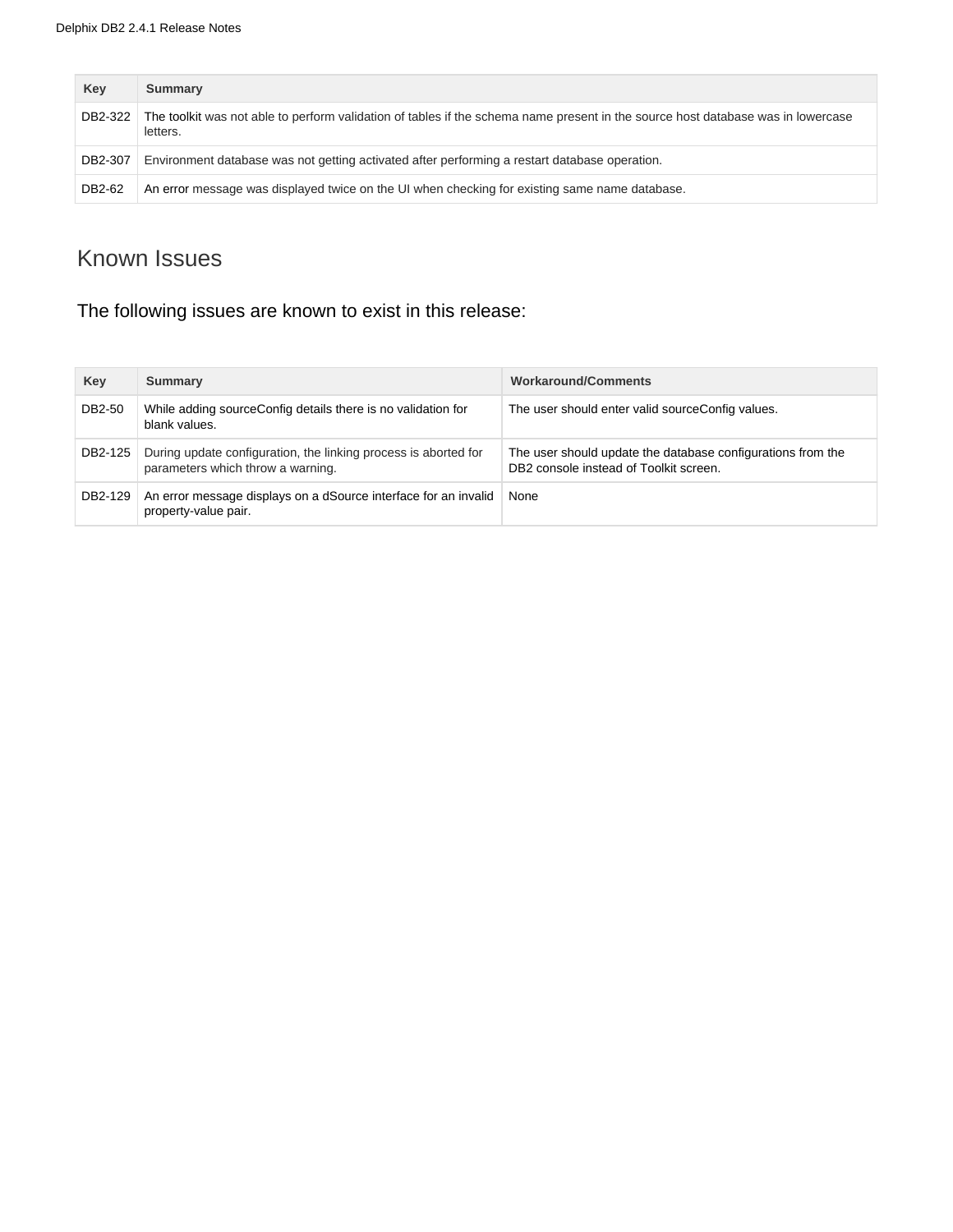| Key | Summary |
| --- | --- |
| DB2-322 | The toolkit was not able to perform validation of tables if the schema name present in the source host database was in lowercase letters. |
| DB2-307 | Environment database was not getting activated after performing a restart database operation. |
| DB2-62 | An error message was displayed twice on the UI when checking for existing same name database. |

## Known Issues

### The following issues are known to exist in this release:

| Key | Summary | Workaround/Comments |
| --- | --- | --- |
| DB2-50 | While adding sourceConfig details there is no validation for blank values. | The user should enter valid sourceConfig values. |
| DB2-125 | During update configuration, the linking process is aborted for parameters which throw a warning. | The user should update the database configurations from the DB2 console instead of Toolkit screen. |
| DB2-129 | An error message displays on a dSource interface for an invalid property-value pair. | None |